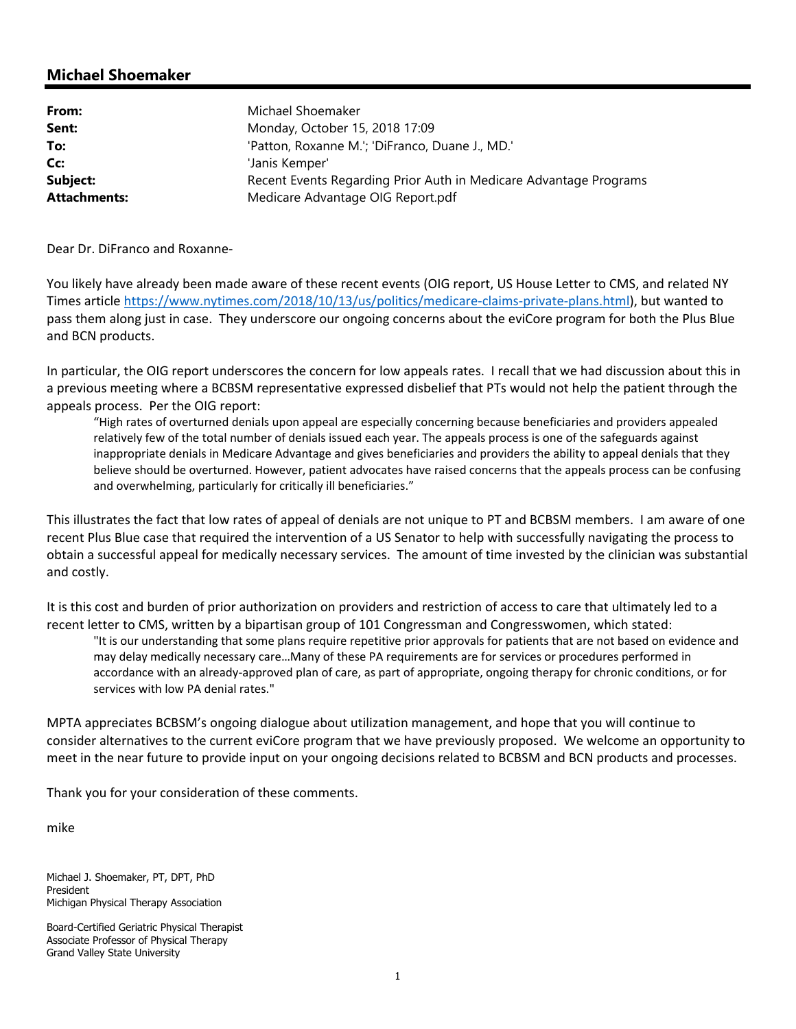## Michael Shoemaker

| | |
|---|---|
| **From:** | Michael Shoemaker |
| **Sent:** | Monday, October 15, 2018 17:09 |
| **To:** | 'Patton, Roxanne M.'; 'DiFranco, Duane J., MD.' |
| **Cc:** | 'Janis Kemper' |
| **Subject:** | Recent Events Regarding Prior Auth in Medicare Advantage Programs |
| **Attachments:** | Medicare Advantage OIG Report.pdf |

Dear Dr. DiFranco and Roxanne-

You likely have already been made aware of these recent events (OIG report, US House Letter to CMS, and related NY Times article https://www.nytimes.com/2018/10/13/us/politics/medicare-claims-private-plans.html), but wanted to pass them along just in case. They underscore our ongoing concerns about the eviCore program for both the Plus Blue and BCN products.

In particular, the OIG report underscores the concern for low appeals rates. I recall that we had discussion about this in a previous meeting where a BCBSM representative expressed disbelief that PTs would not help the patient through the appeals process. Per the OIG report:

> "High rates of overturned denials upon appeal are especially concerning because beneficiaries and providers appealed relatively few of the total number of denials issued each year. The appeals process is one of the safeguards against inappropriate denials in Medicare Advantage and gives beneficiaries and providers the ability to appeal denials that they believe should be overturned. However, patient advocates have raised concerns that the appeals process can be confusing and overwhelming, particularly for critically ill beneficiaries."

This illustrates the fact that low rates of appeal of denials are not unique to PT and BCBSM members. I am aware of one recent Plus Blue case that required the intervention of a US Senator to help with successfully navigating the process to obtain a successful appeal for medically necessary services. The amount of time invested by the clinician was substantial and costly.

It is this cost and burden of prior authorization on providers and restriction of access to care that ultimately led to a recent letter to CMS, written by a bipartisan group of 101 Congressman and Congresswomen, which stated:

> "It is our understanding that some plans require repetitive prior approvals for patients that are not based on evidence and may delay medically necessary care…Many of these PA requirements are for services or procedures performed in accordance with an already-approved plan of care, as part of appropriate, ongoing therapy for chronic conditions, or for services with low PA denial rates."

MPTA appreciates BCBSM's ongoing dialogue about utilization management, and hope that you will continue to consider alternatives to the current eviCore program that we have previously proposed. We welcome an opportunity to meet in the near future to provide input on your ongoing decisions related to BCBSM and BCN products and processes.

Thank you for your consideration of these comments.

mike

Michael J. Shoemaker, PT, DPT, PhD
President
Michigan Physical Therapy Association

Board-Certified Geriatric Physical Therapist
Associate Professor of Physical Therapy
Grand Valley State University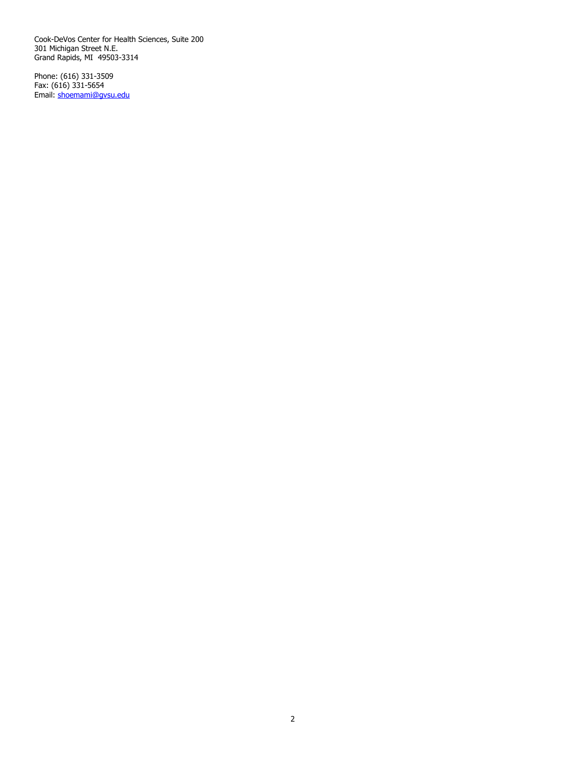Cook-DeVos Center for Health Sciences, Suite 200
301 Michigan Street N.E.
Grand Rapids, MI 49503-3314

Phone: (616) 331-3509
Fax: (616) 331-5654
Email: shoemami@gvsu.edu